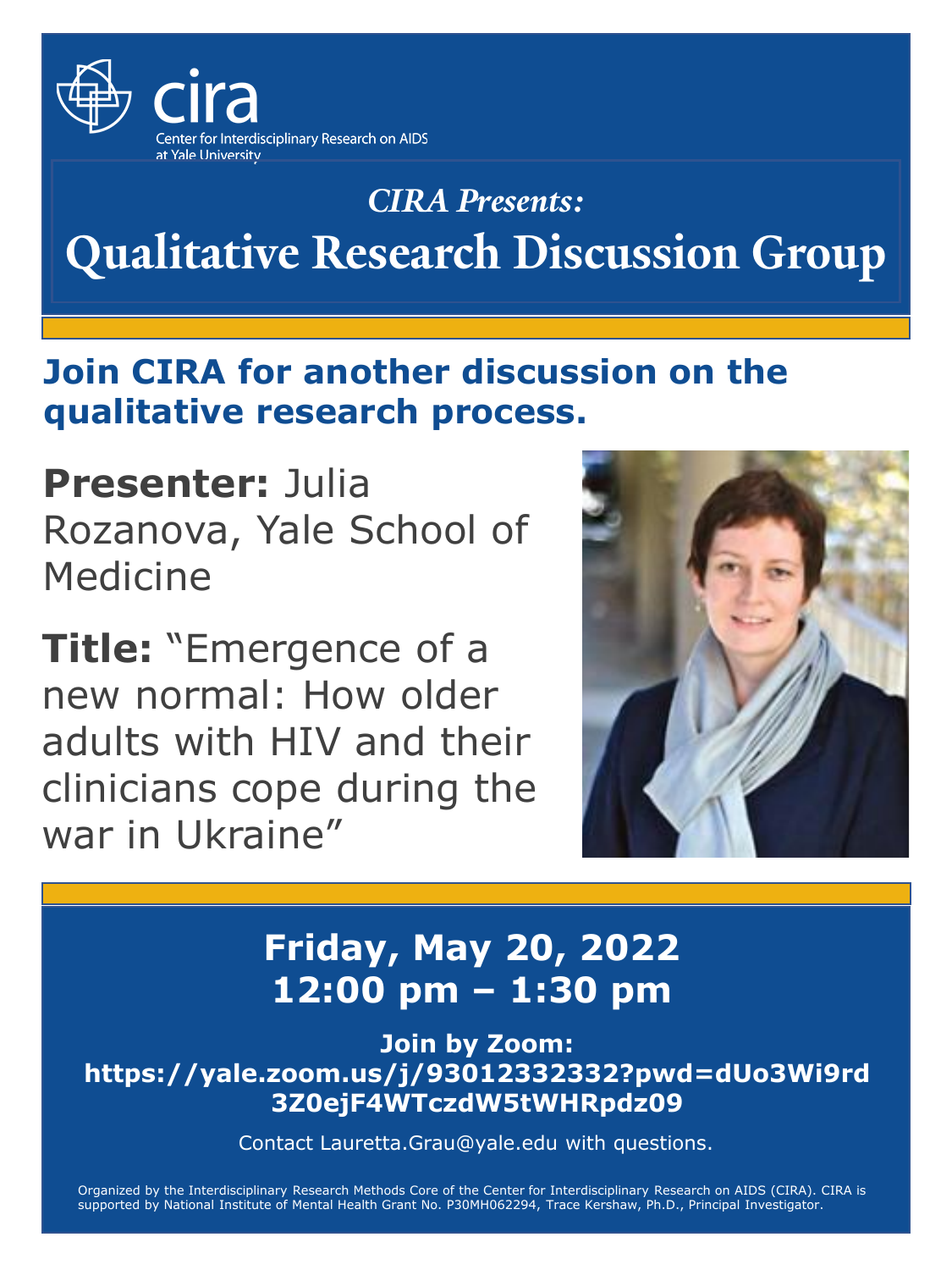cira

Center for Interdisciplinary Research on AIDS at Yale University

*CIRA Presents:*

# Qualitative Research Discussion Group

## Join CIRA for another discussion on the qualitative research process.

**Presenter:** Julia Rozanova, Yale School of Medicine

**Title:** “Emergence of a new normal: How older adults with HIV and their clinicians cope during the war in Ukraine”

## Friday, May 20, 2022
## 12:00 pm – 1:30 pm

**Join by Zoom:**
**https://yale.zoom.us/j/93012332332?pwd=dUo3Wi9rd3Z0ejF4WTczdW5tWHRpdz09**

Contact Lauretta.Grau@yale.edu with questions.

Organized by the Interdisciplinary Research Methods Core of the Center for Interdisciplinary Research on AIDS (CIRA). CIRA is supported by National Institute of Mental Health Grant No. P30MH062294, Trace Kershaw, Ph.D., Principal Investigator.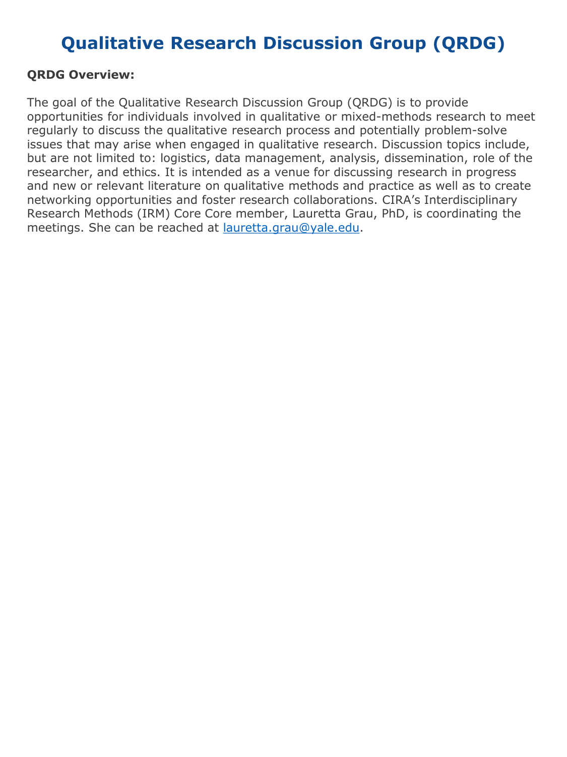# Qualitative Research Discussion Group (QRDG)

**QRDG Overview:**

The goal of the Qualitative Research Discussion Group (QRDG) is to provide opportunities for individuals involved in qualitative or mixed-methods research to meet regularly to discuss the qualitative research process and potentially problem-solve issues that may arise when engaged in qualitative research. Discussion topics include, but are not limited to: logistics, data management, analysis, dissemination, role of the researcher, and ethics. It is intended as a venue for discussing research in progress and new or relevant literature on qualitative methods and practice as well as to create networking opportunities and foster research collaborations. CIRA's Interdisciplinary Research Methods (IRM) Core Core member, Lauretta Grau, PhD, is coordinating the meetings. She can be reached at lauretta.grau@yale.edu.